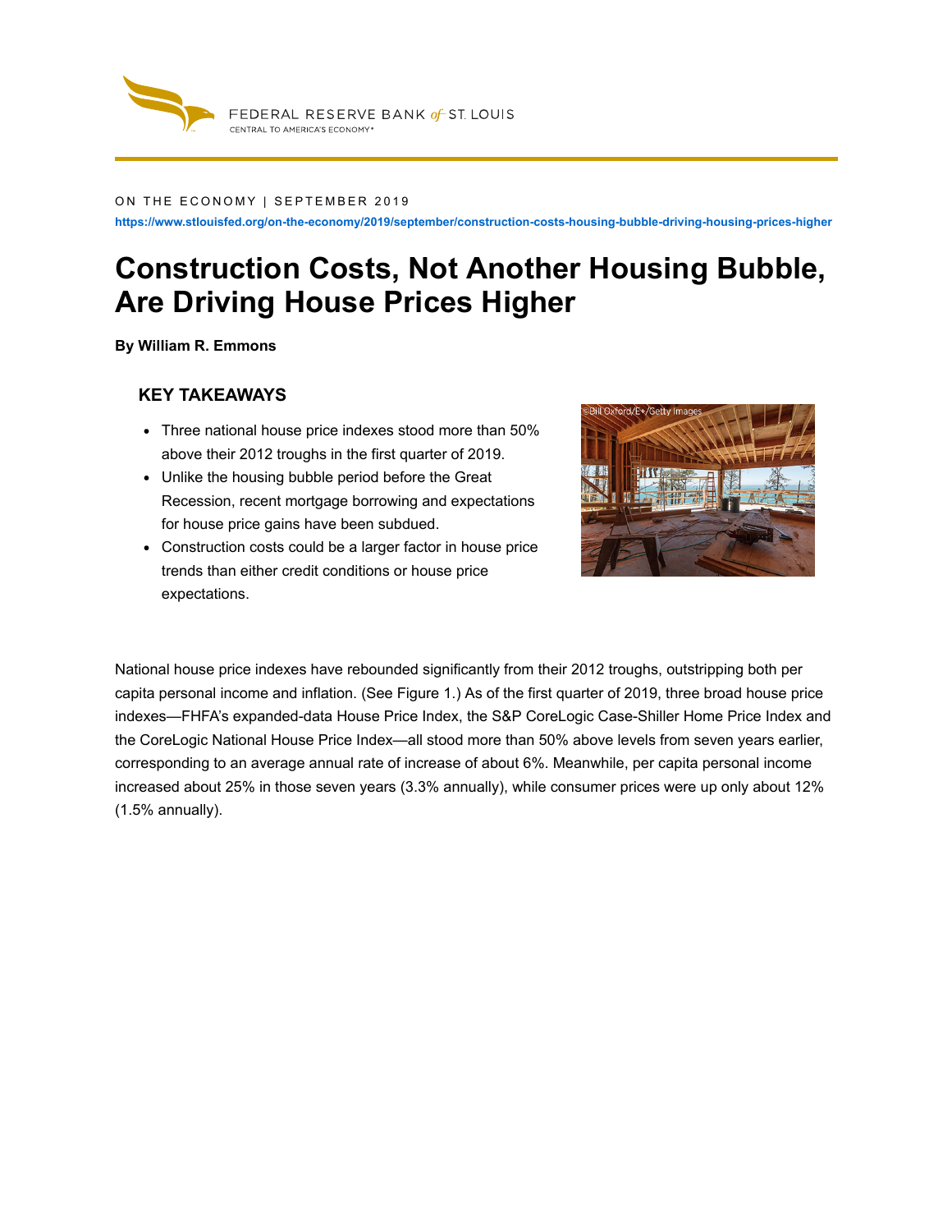FEDERAL RESERVE BANK *of* ST. LOUIS
CENTRAL TO AMERICA'S ECONOMY®

ON THE ECONOMY | SEPTEMBER 2019

https://www.stlouisfed.org/on-the-economy/2019/september/construction-costs-housing-bubble-driving-housing-prices-higher

# Construction Costs, Not Another Housing Bubble, Are Driving House Prices Higher

**By William R. Emmons**

### KEY TAKEAWAYS

- Three national house price indexes stood more than 50% above their 2012 troughs in the first quarter of 2019.
- Unlike the housing bubble period before the Great Recession, recent mortgage borrowing and expectations for house price gains have been subdued.
- Construction costs could be a larger factor in house price trends than either credit conditions or house price expectations.

National house price indexes have rebounded significantly from their 2012 troughs, outstripping both per capita personal income and inflation. (See Figure 1.) As of the first quarter of 2019, three broad house price indexes—FHFA's expanded-data House Price Index, the S&P CoreLogic Case-Shiller Home Price Index and the CoreLogic National House Price Index—all stood more than 50% above levels from seven years earlier, corresponding to an average annual rate of increase of about 6%. Meanwhile, per capita personal income increased about 25% in those seven years (3.3% annually), while consumer prices were up only about 12% (1.5% annually).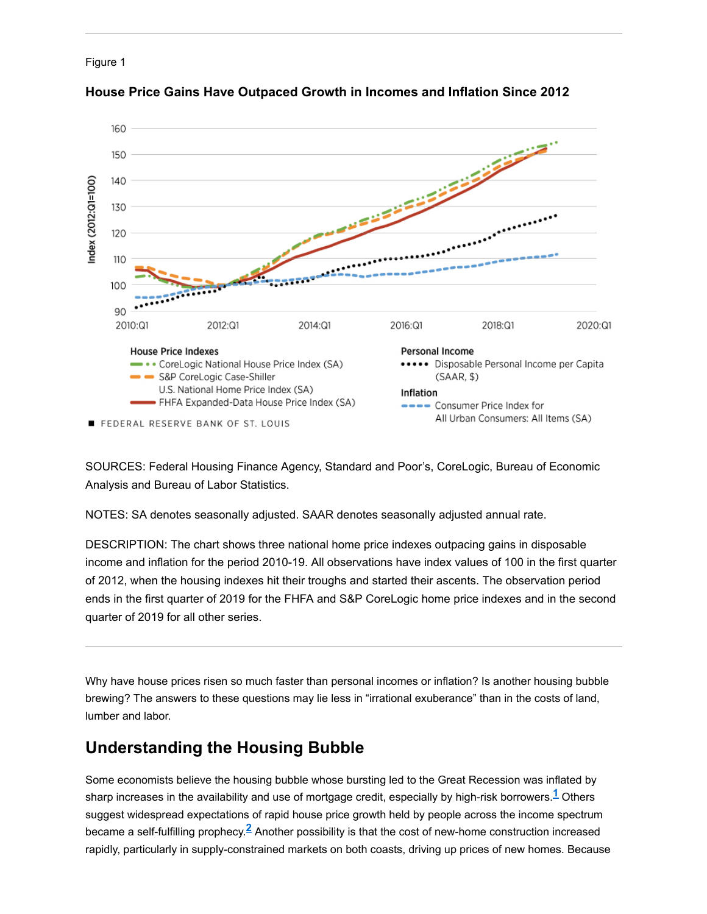Figure 1

**House Price Gains Have Outpaced Growth in Incomes and Inflation Since 2012**

SOURCES: Federal Housing Finance Agency, Standard and Poor's, CoreLogic, Bureau of Economic Analysis and Bureau of Labor Statistics.

NOTES: SA denotes seasonally adjusted. SAAR denotes seasonally adjusted annual rate.

DESCRIPTION: The chart shows three national home price indexes outpacing gains in disposable income and inflation for the period 2010-19. All observations have index values of 100 in the first quarter of 2012, when the housing indexes hit their troughs and started their ascents. The observation period ends in the first quarter of 2019 for the FHFA and S&P CoreLogic home price indexes and in the second quarter of 2019 for all other series.

---

Why have house prices risen so much faster than personal incomes or inflation? Is another housing bubble brewing? The answers to these questions may lie less in "irrational exuberance" than in the costs of land, lumber and labor.

## Understanding the Housing Bubble

Some economists believe the housing bubble whose bursting led to the Great Recession was inflated by sharp increases in the availability and use of mortgage credit, especially by high-risk borrowers.[1] Others suggest widespread expectations of rapid house price growth held by people across the income spectrum became a self-fulfilling prophecy.[2] Another possibility is that the cost of new-home construction increased rapidly, particularly in supply-constrained markets on both coasts, driving up prices of new homes. Because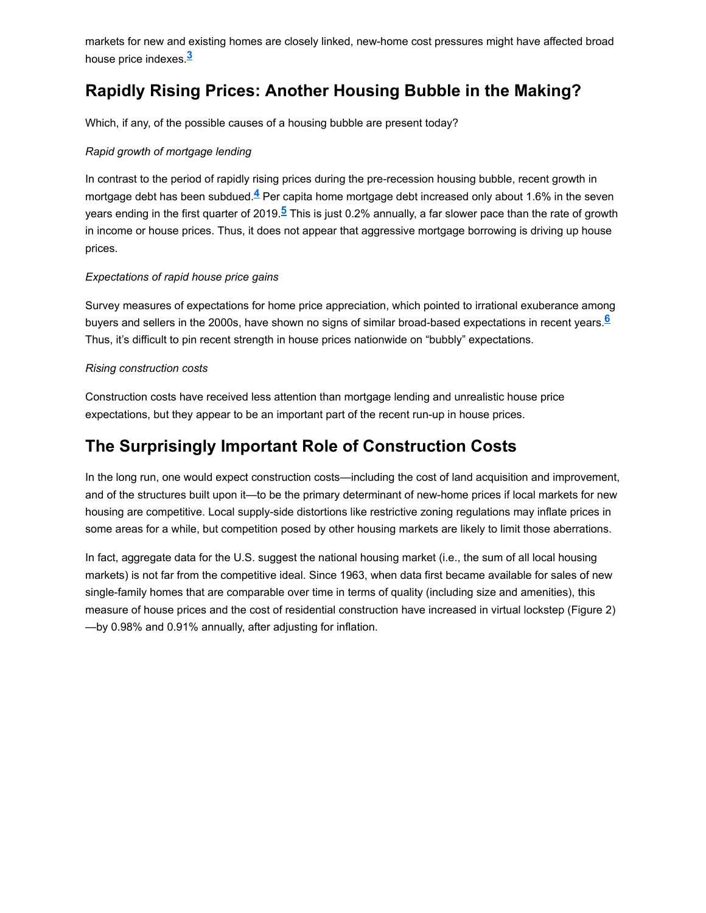markets for new and existing homes are closely linked, new-home cost pressures might have affected broad house price indexes.[3]

## Rapidly Rising Prices: Another Housing Bubble in the Making?

Which, if any, of the possible causes of a housing bubble are present today?

*Rapid growth of mortgage lending*

In contrast to the period of rapidly rising prices during the pre-recession housing bubble, recent growth in mortgage debt has been subdued.[4] Per capita home mortgage debt increased only about 1.6% in the seven years ending in the first quarter of 2019.[5] This is just 0.2% annually, a far slower pace than the rate of growth in income or house prices. Thus, it does not appear that aggressive mortgage borrowing is driving up house prices.

*Expectations of rapid house price gains*

Survey measures of expectations for home price appreciation, which pointed to irrational exuberance among buyers and sellers in the 2000s, have shown no signs of similar broad-based expectations in recent years.[6] Thus, it's difficult to pin recent strength in house prices nationwide on "bubbly" expectations.

*Rising construction costs*

Construction costs have received less attention than mortgage lending and unrealistic house price expectations, but they appear to be an important part of the recent run-up in house prices.

## The Surprisingly Important Role of Construction Costs

In the long run, one would expect construction costs—including the cost of land acquisition and improvement, and of the structures built upon it—to be the primary determinant of new-home prices if local markets for new housing are competitive. Local supply-side distortions like restrictive zoning regulations may inflate prices in some areas for a while, but competition posed by other housing markets are likely to limit those aberrations.

In fact, aggregate data for the U.S. suggest the national housing market (i.e., the sum of all local housing markets) is not far from the competitive ideal. Since 1963, when data first became available for sales of new single-family homes that are comparable over time in terms of quality (including size and amenities), this measure of house prices and the cost of residential construction have increased in virtual lockstep (Figure 2)—by 0.98% and 0.91% annually, after adjusting for inflation.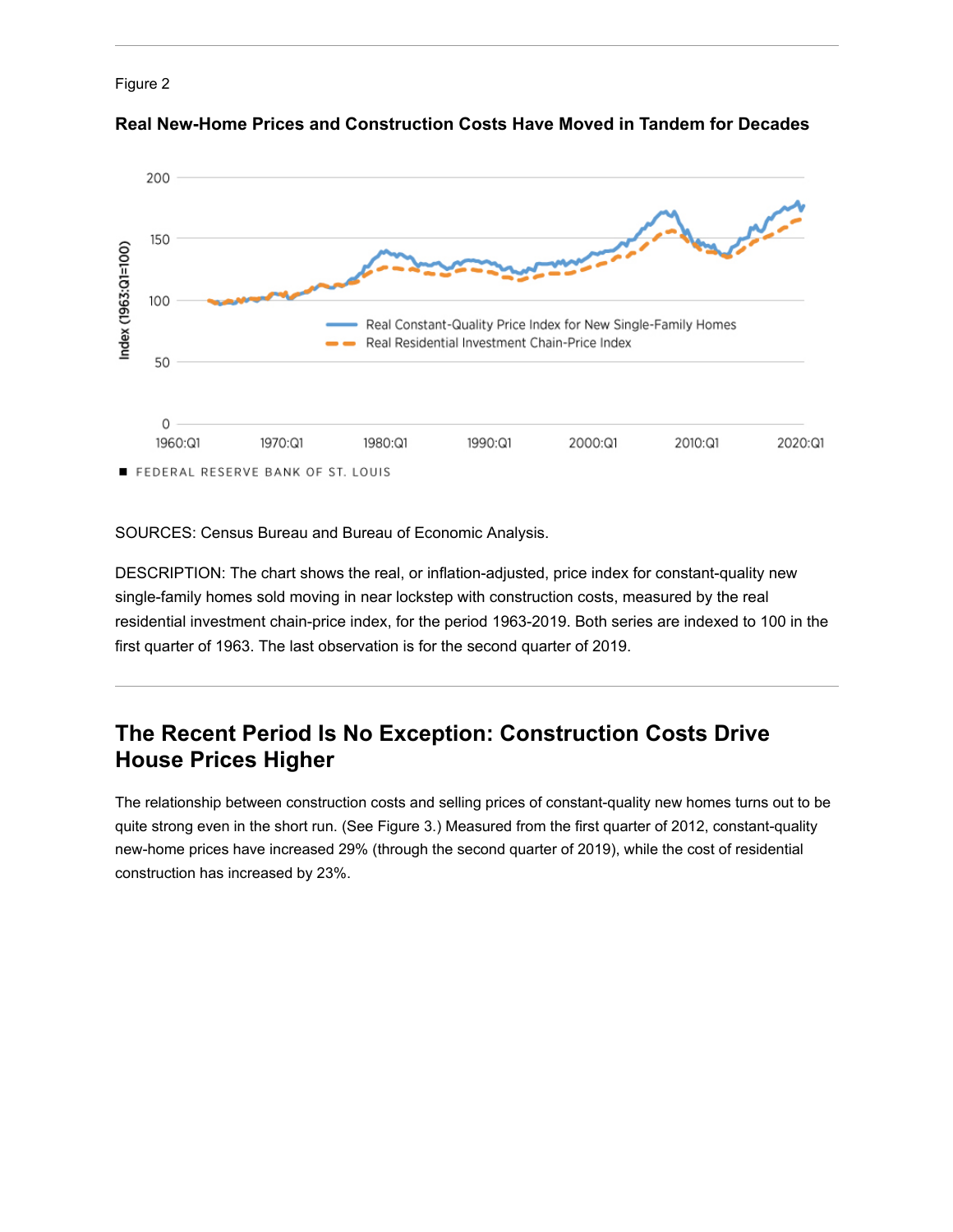Figure 2

**Real New-Home Prices and Construction Costs Have Moved in Tandem for Decades**

SOURCES: Census Bureau and Bureau of Economic Analysis.

DESCRIPTION: The chart shows the real, or inflation-adjusted, price index for constant-quality new single-family homes sold moving in near lockstep with construction costs, measured by the real residential investment chain-price index, for the period 1963-2019. Both series are indexed to 100 in the first quarter of 1963. The last observation is for the second quarter of 2019.

## The Recent Period Is No Exception: Construction Costs Drive House Prices Higher

The relationship between construction costs and selling prices of constant-quality new homes turns out to be quite strong even in the short run. (See Figure 3.) Measured from the first quarter of 2012, constant-quality new-home prices have increased 29% (through the second quarter of 2019), while the cost of residential construction has increased by 23%.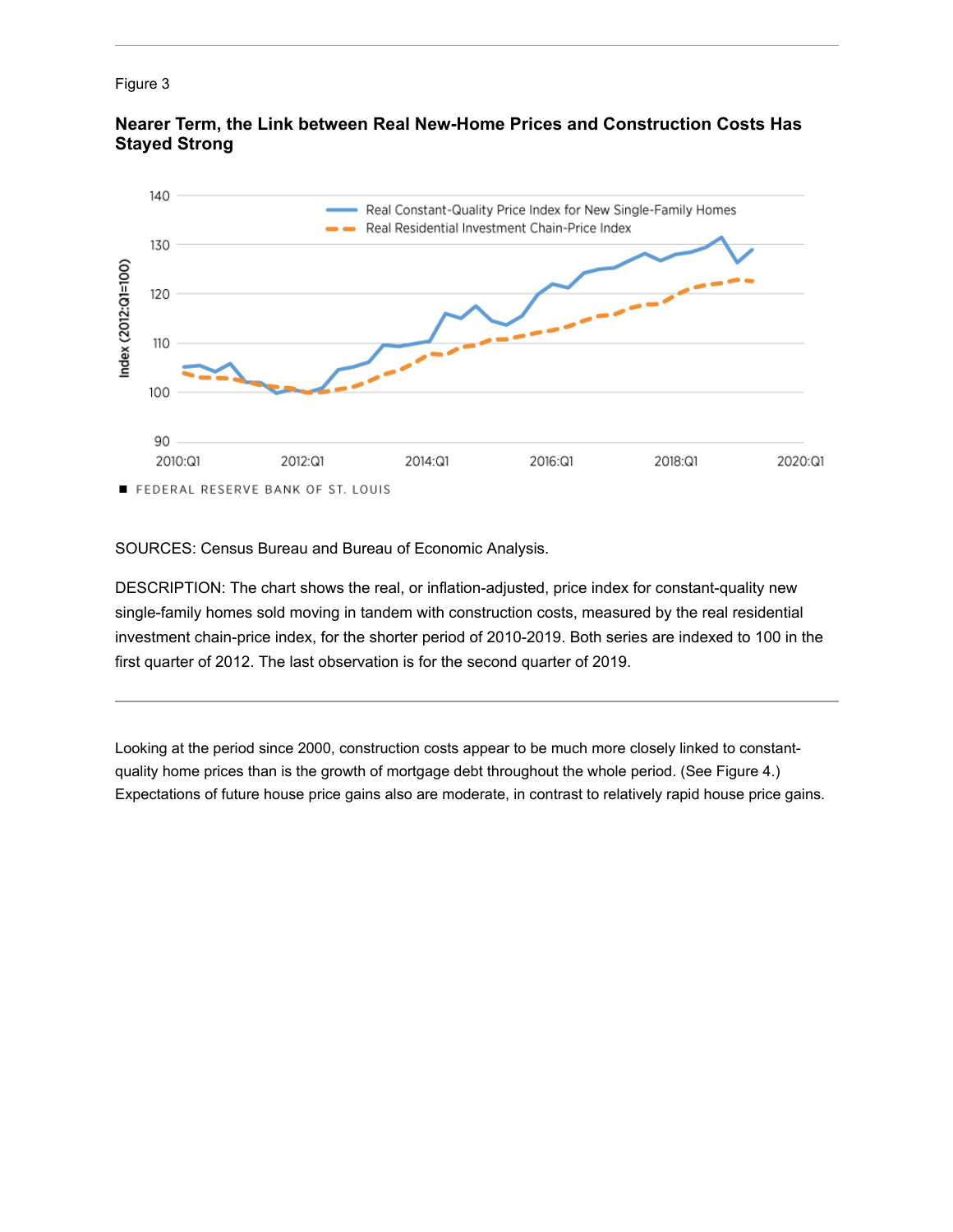Figure 3

**Nearer Term, the Link between Real New-Home Prices and Construction Costs Has Stayed Strong**

SOURCES: Census Bureau and Bureau of Economic Analysis.

DESCRIPTION: The chart shows the real, or inflation-adjusted, price index for constant-quality new single-family homes sold moving in tandem with construction costs, measured by the real residential investment chain-price index, for the shorter period of 2010-2019. Both series are indexed to 100 in the first quarter of 2012. The last observation is for the second quarter of 2019.

---

Looking at the period since 2000, construction costs appear to be much more closely linked to constant-quality home prices than is the growth of mortgage debt throughout the whole period. (See Figure 4.) Expectations of future house price gains also are moderate, in contrast to relatively rapid house price gains.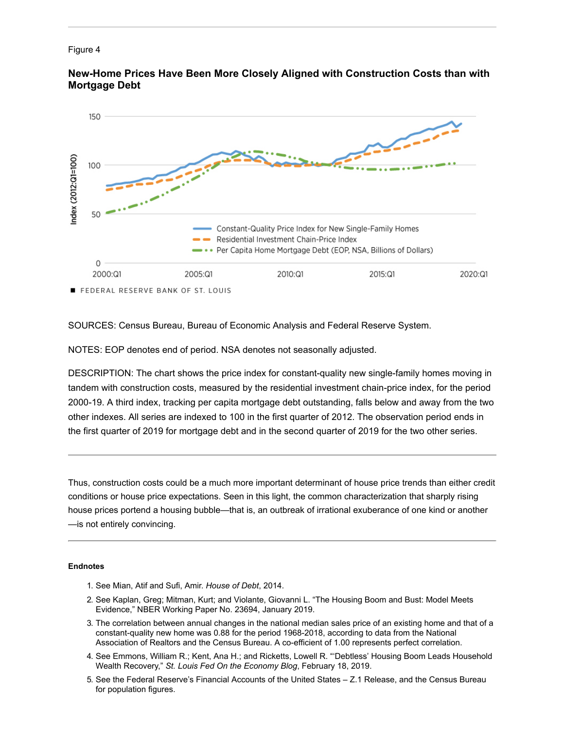Figure 4

**New-Home Prices Have Been More Closely Aligned with Construction Costs than with Mortgage Debt**

SOURCES: Census Bureau, Bureau of Economic Analysis and Federal Reserve System.

NOTES: EOP denotes end of period. NSA denotes not seasonally adjusted.

DESCRIPTION: The chart shows the price index for constant-quality new single-family homes moving in tandem with construction costs, measured by the residential investment chain-price index, for the period 2000-19. A third index, tracking per capita mortgage debt outstanding, falls below and away from the two other indexes. All series are indexed to 100 in the first quarter of 2012. The observation period ends in the first quarter of 2019 for mortgage debt and in the second quarter of 2019 for the two other series.

---

Thus, construction costs could be a much more important determinant of house price trends than either credit conditions or house price expectations. Seen in this light, the common characterization that sharply rising house prices portend a housing bubble—that is, an outbreak of irrational exuberance of one kind or another—is not entirely convincing.

---

**Endnotes**

1. See Mian, Atif and Sufi, Amir. *House of Debt*, 2014.
2. See Kaplan, Greg; Mitman, Kurt; and Violante, Giovanni L. "The Housing Boom and Bust: Model Meets Evidence," NBER Working Paper No. 23694, January 2019.
3. The correlation between annual changes in the national median sales price of an existing home and that of a constant-quality new home was 0.88 for the period 1968-2018, according to data from the National Association of Realtors and the Census Bureau. A co-efficient of 1.00 represents perfect correlation.
4. See Emmons, William R.; Kent, Ana H.; and Ricketts, Lowell R. "'Debtless' Housing Boom Leads Household Wealth Recovery," *St. Louis Fed On the Economy Blog*, February 18, 2019.
5. See the Federal Reserve's Financial Accounts of the United States – Z.1 Release, and the Census Bureau for population figures.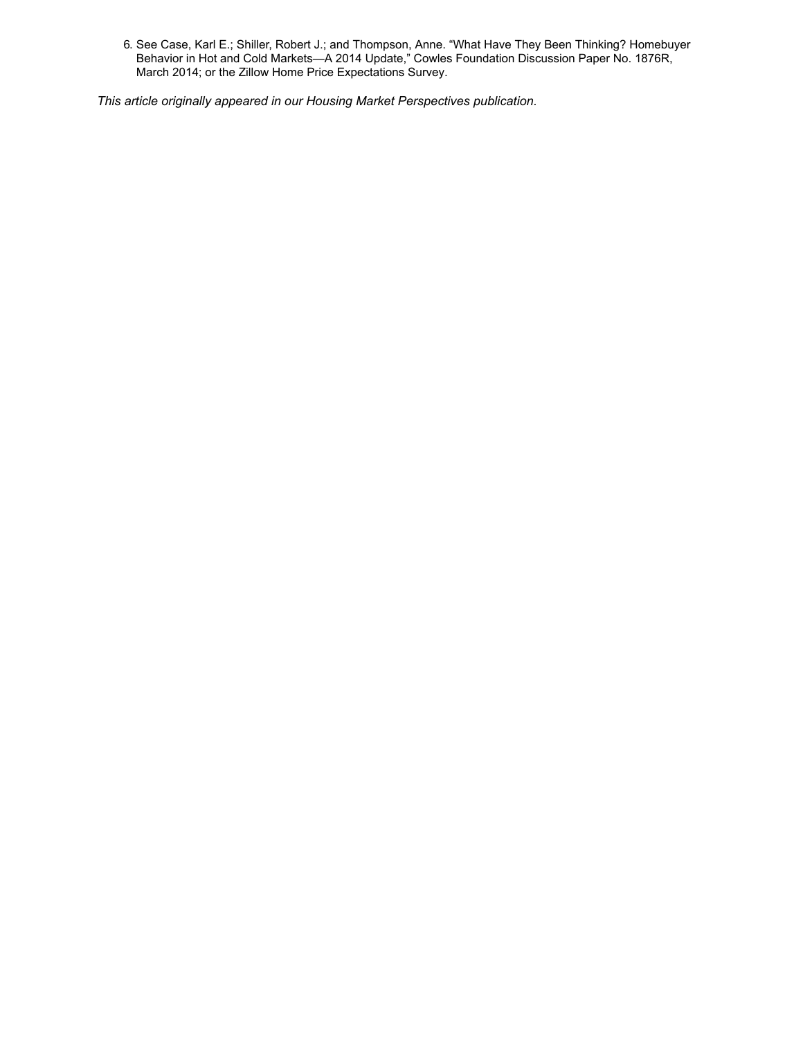6. See Case, Karl E.; Shiller, Robert J.; and Thompson, Anne. "What Have They Been Thinking? Homebuyer Behavior in Hot and Cold Markets—A 2014 Update," Cowles Foundation Discussion Paper No. 1876R, March 2014; or the Zillow Home Price Expectations Survey.

*This article originally appeared in our Housing Market Perspectives publication.*